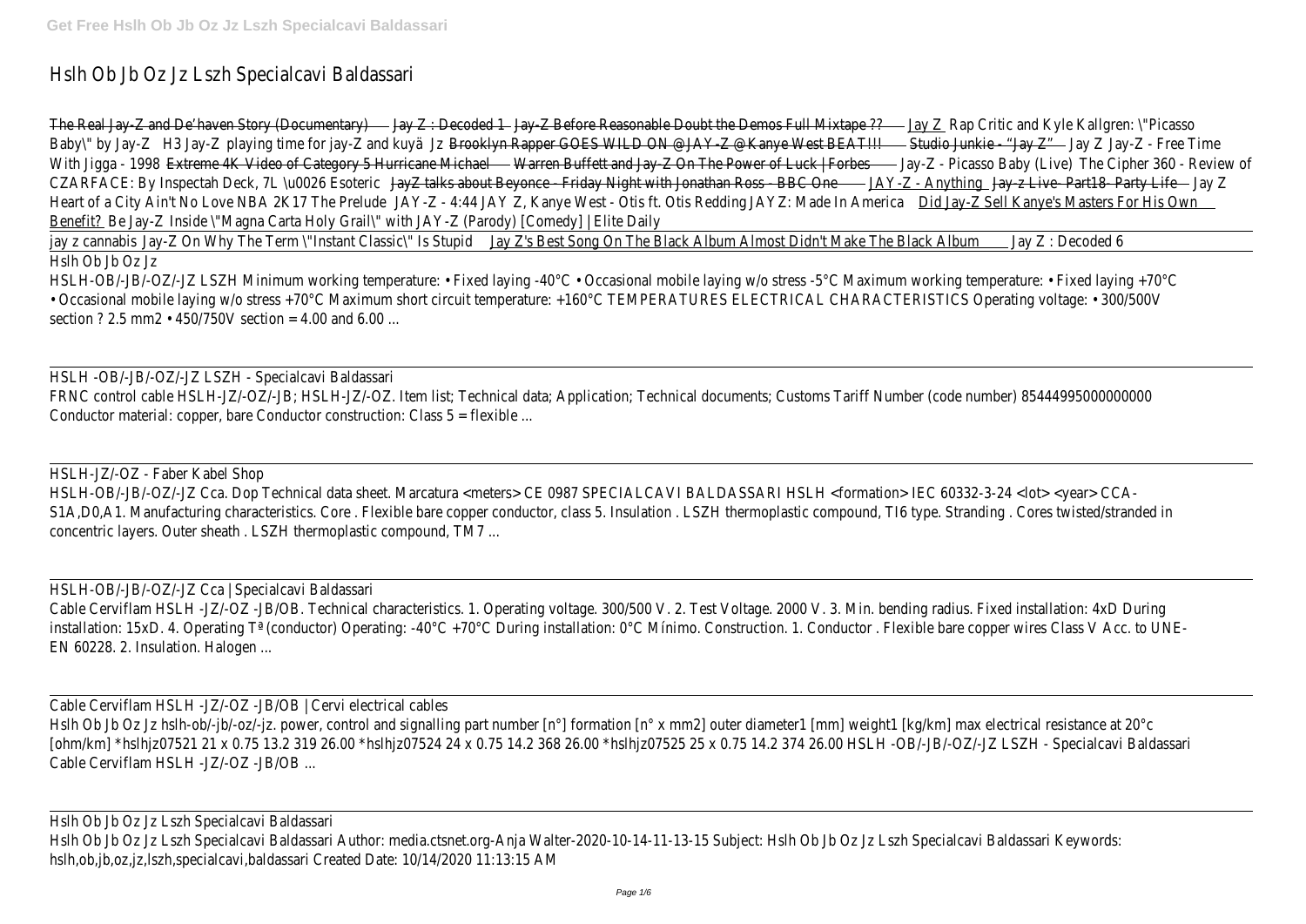# Hslh Ob Jb Oz Jz Lszh Specialcavi Baldassari

The Real Jay-Z and De'haven Story (Documentary) Jay Z : Decoded 1 Jay-Z Before Reasonable Doubt the Demos Full Mixtape ?? Jay Z Rap Critic and Kyle Kallgren: \"Picasso Baby\" by Jay-Z H3 Jay-Z playing time for jay-Z and kuyä Jz Brooklyn Rapper GOES WILD ON @JAY-Z @Kanye West BEAT!!! Studio Junkie - "Jay Z" Jay Z Jay-Z - Free Time With Jigga - 1998 Extreme 4K Video of Category 5 Hurricane Michael Warren Buffett and Jay-Z On The Power of Luck | Forbes Jay-Z - Picasso Baby (Live) The Cipher 360 - Review of CZARFACE: By Inspectah Deck, 7L \u0026 Esoteric JayZ talks about Beyonce - Friday Night with Jonathan Ross - BBC One JAY-Z - Anything Jay-z Live- Part18- Party Life Jay Z Heart of a City Ain't No Love NBA 2K17 The Prelude JAY-Z - 4:44 JAY Z, Kanye West - Otis ft. Otis Redding JAYZ: Made In America Did Jay-Z Sell Kanye's Masters For His Own Benefit? Be Jay-Z Inside \"Magna Carta Holy Grail\" with JAY-Z (Parody) [Comedy] | Elite Daily

jay z cannabis Jay-Z On Why The Term \"Instant Classic\" Is Stupid Jay Z's Best Song On The Black Album Almost Didn't Make The Black Album Jay Z : Decoded 6

Hslh Ob Jb Oz Jz

HSLH-OB/-JB/-OZ/-JZ LSZH Minimum working temperature: • Fixed laying -40°C • Occasional mobile laying w/o stress -5°C Maximum working temperature: • Fixed laying +70°C • Occasional mobile laying w/o stress +70°C Maximum short circuit temperature: +160°C TEMPERATURES ELECTRICAL CHARACTERISTICS Operating voltage: • 300/500V section ? 2.5 mm2 • 450/750V section = 4.00 and 6.00 ...

HSLH -OB/-JB/-OZ/-JZ LSZH - Specialcavi Baldassari

FRNC control cable HSLH-JZ/-OZ/-JB; HSLH-JZ/-OZ. Item list; Technical data; Application; Technical documents; Customs Tariff Number (code number) 85444995000000000 Conductor material: copper, bare Conductor construction: Class 5 = flexible ...

HSLH-JZ/-OZ - Faber Kabel Shop

HSLH-OB/-JB/-OZ/-JZ Cca. Dop Technical data sheet. Marcatura <meters> CE 0987 SPECIALCAVI BALDASSARI HSLH <formation> IEC 60332-3-24 <lot> <year> CCA-S1A,D0,A1. Manufacturing characteristics. Core . Flexible bare copper conductor, class 5. Insulation . LSZH thermoplastic compound, TI6 type. Stranding . Cores twisted/stranded in concentric layers. Outer sheath . LSZH thermoplastic compound, TM7 ...

HSLH-OB/-JB/-OZ/-JZ Cca | Specialcavi Baldassari

Cable Cerviflam HSLH -JZ/-OZ -JB/OB. Technical characteristics. 1. Operating voltage. 300/500 V. 2. Test Voltage. 2000 V. 3. Min. bending radius. Fixed installation: 4xD During installation: 15xD. 4. Operating Tª (conductor) Operating: -40°C +70°C During installation: 0°C Mínimo. Construction. 1. Conductor . Flexible bare copper wires Class V Acc. to UNE-EN 60228. 2. Insulation. Halogen ...

Cable Cerviflam HSLH -JZ/-OZ -JB/OB | Cervi electrical cables

Hslh Ob Jb Oz Jz hslh-ob/-jb/-oz/-jz. power, control and signalling part number [n°] formation [n° x mm2] outer diameter1 [mm] weight1 [kg/km] max electrical resistance at 20°c [ohm/km] *hslhjz07521 21 x 0.75 13.2 319 26.00 *hslhjz07524 24 x 0.75 14.2 368 26.00 *hslhjz07525 25 x 0.75 14.2 374 26.00 HSLH -OB/-JB/-OZ/-JZ LSZH - Specialcavi Baldassari Cable Cerviflam HSLH -JZ/-OZ -JB/OB ...

Hslh Ob Jb Oz Jz Lszh Specialcavi Baldassari

Hslh Ob Jb Oz Jz Lszh Specialcavi Baldassari Author: media.ctsnet.org-Anja Walter-2020-10-14-11-13-15 Subject: Hslh Ob Jb Oz Jz Lszh Specialcavi Baldassari Keywords: hslh,ob,jb,oz,jz,lszh,specialcavi,baldassari Created Date: 10/14/2020 11:13:15 AM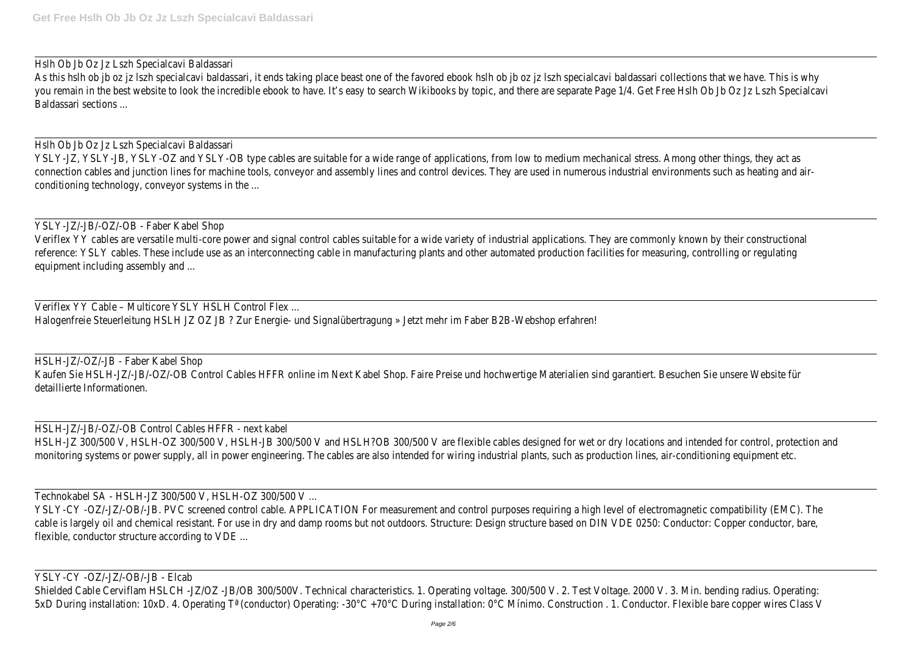Hslh Ob Jb Oz Jz Lszh Specialcavi Baldassari

As this hslh ob jb oz jz lszh specialcavi baldassari, it ends taking place beast one of the favored ebook hslh ob jb oz jz lszh specialcavi baldassari collections that we have. This is why you remain in the best website to look the incredible ebook to have. It's easy to search Wikibooks by topic, and there are separate Page 1/4. Get Free Hslh Ob Jb Oz Jz Lszh Specialcavi Baldassari sections ...

Hslh Ob Jb Oz Jz Lszh Specialcavi Baldassari

YSLY-JZ, YSLY-JB, YSLY-OZ and YSLY-OB type cables are suitable for a wide range of applications, from low to medium mechanical stress. Among other things, they act as connection cables and junction lines for machine tools, conveyor and assembly lines and control devices. They are used in numerous industrial environments such as heating and air-conditioning technology, conveyor systems in the ...

YSLY-JZ/-JB/-OZ/-OB - Faber Kabel Shop

Veriflex YY cables are versatile multi-core power and signal control cables suitable for a wide variety of industrial applications. They are commonly known by their constructional reference: YSLY cables. These include use as an interconnecting cable in manufacturing plants and other automated production facilities for measuring, controlling or regulating equipment including assembly and ...

Veriflex YY Cable – Multicore YSLY HSLH Control Flex ...

Halogenfreie Steuerleitung HSLH JZ OZ JB ? Zur Energie- und Signalübertragung » Jetzt mehr im Faber B2B-Webshop erfahren!

HSLH-JZ/-OZ/-JB - Faber Kabel Shop

Kaufen Sie HSLH-JZ/-JB/-OZ/-OB Control Cables HFFR online im Next Kabel Shop. Faire Preise und hochwertige Materialien sind garantiert. Besuchen Sie unsere Website für detaillierte Informationen.

HSLH-JZ/-JB/-OZ/-OB Control Cables HFFR - next kabel

HSLH-JZ 300/500 V, HSLH-OZ 300/500 V, HSLH-JB 300/500 V and HSLH?OB 300/500 V are flexible cables designed for wet or dry locations and intended for control, protection and monitoring systems or power supply, all in power engineering. The cables are also intended for wiring industrial plants, such as production lines, air-conditioning equipment etc.

Technokabel SA - HSLH-JZ 300/500 V, HSLH-OZ 300/500 V ...

YSLY-CY -OZ/-JZ/-OB/-JB. PVC screened control cable. APPLICATION For measurement and control purposes requiring a high level of electromagnetic compatibility (EMC). The cable is largely oil and chemical resistant. For use in dry and damp rooms but not outdoors. Structure: Design structure based on DIN VDE 0250: Conductor: Copper conductor, bare, flexible, conductor structure according to VDE ...

YSLY-CY -OZ/-JZ/-OB/-JB - Elcab

Shielded Cable Cerviflam HSLCH -JZ/OZ -JB/OB 300/500V. Technical characteristics. 1. Operating voltage. 300/500 V. 2. Test Voltage. 2000 V. 3. Min. bending radius. Operating: 5xD During installation: 10xD. 4. Operating Tª (conductor) Operating: -30°C +70°C During installation: 0°C Mínimo. Construction . 1. Conductor. Flexible bare copper wires Class V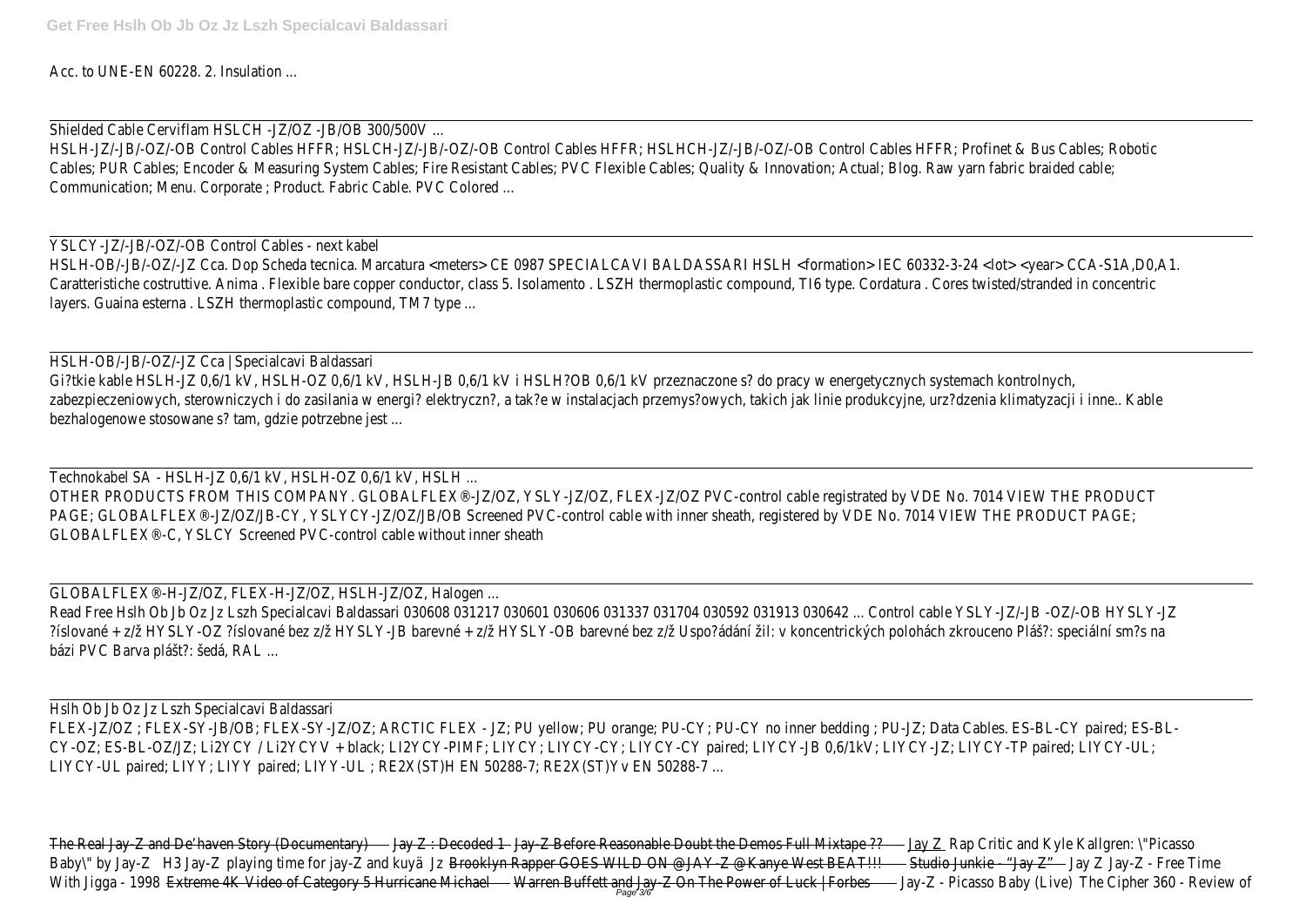Acc. to UNE-EN 60228. 2. Insulation ...

Shielded Cable Cerviflam HSLCH -JZ/OZ -JB/OB 300/500V ...
HSLH-JZ/-JB/-OZ/-OB Control Cables HFFR; HSLCH-JZ/-JB/-OZ/-OB Control Cables HFFR; HSLHCH-JZ/-JB/-OZ/-OB Control Cables HFFR; Profinet & Bus Cables; Robotic Cables; PUR Cables; Encoder & Measuring System Cables; Fire Resistant Cables; PVC Flexible Cables; Quality & Innovation; Actual; Blog. Raw yarn fabric braided cable; Communication; Menu. Corporate ; Product. Fabric Cable. PVC Colored ...

YSLCY-JZ/-JB/-OZ/-OB Control Cables - next kabel
HSLH-OB/-JB/-OZ/-JZ Cca. Dop Scheda tecnica. Marcatura <meters> CE 0987 SPECIALCAVI BALDASSARI HSLH <formation> IEC 60332-3-24 <lot> <year> CCA-S1A,D0,A1. Caratteristiche costruttive. Anima . Flexible bare copper conductor, class 5. Isolamento . LSZH thermoplastic compound, TI6 type. Cordatura . Cores twisted/stranded in concentric layers. Guaina esterna . LSZH thermoplastic compound, TM7 type ...

HSLH-OB/-JB/-OZ/-JZ Cca | Specialcavi Baldassari
Gi?tkie kable HSLH-JZ 0,6/1 kV, HSLH-OZ 0,6/1 kV, HSLH-JB 0,6/1 kV i HSLH?OB 0,6/1 kV przeznaczone s? do pracy w energetycznych systemach kontrolnych, zabezpieczeniowych, sterowniczych i do zasilania w energi? elektryczn?, a tak?e w instalacjach przemys?owych, takich jak linie produkcyjne, urz?dzenia klimatyzacji i inne.. Kable bezhalogenowe stosowane s? tam, gdzie potrzebne jest ...

Technokabel SA - HSLH-JZ 0,6/1 kV, HSLH-OZ 0,6/1 kV, HSLH ...
OTHER PRODUCTS FROM THIS COMPANY. GLOBALFLEX®-JZ/OZ, YSLY-JZ/OZ, FLEX-JZ/OZ PVC-control cable registrated by VDE No. 7014 VIEW THE PRODUCT PAGE; GLOBALFLEX®-JZ/OZ/JB-CY, YSLYCY-JZ/OZ/JB/OB Screened PVC-control cable with inner sheath, registered by VDE No. 7014 VIEW THE PRODUCT PAGE; GLOBALFLEX®-C, YSLCY Screened PVC-control cable without inner sheath

GLOBALFLEX®-H-JZ/OZ, FLEX-H-JZ/OZ, HSLH-JZ/OZ, Halogen ...
Read Free Hslh Ob Jb Oz Jz Lszh Specialcavi Baldassari 030608 031217 030601 030606 031337 031704 030592 031913 030642 ... Control cable YSLY-JZ/-JB -OZ/-OB HYSLY-JZ ?íslované + z/ž HYSLY-OZ ?íslované bez z/ž HYSLY-JB barevné + z/ž HYSLY-OB barevné bez z/ž Uspo?ádání žil: v koncentrických polohách zkrouceno Pláš?: speciální sm?s na bázi PVC Barva plášt?: šedá, RAL ...

Hslh Ob Jb Oz Jz Lszh Specialcavi Baldassari
FLEX-JZ/OZ ; FLEX-SY-JB/OB; FLEX-SY-JZ/OZ; ARCTIC FLEX - JZ; PU yellow; PU orange; PU-CY; PU-CY no inner bedding ; PU-JZ; Data Cables. ES-BL-CY paired; ES-BL-CY-OZ; ES-BL-OZ/JZ; Li2YCY / Li2YCYV + black; LI2YCY-PIMF; LIYCY; LIYCY-CY; LIYCY-CY paired; LIYCY-JB 0,6/1kV; LIYCY-JZ; LIYCY-TP paired; LIYCY-UL; LIYCY-UL paired; LIYY; LIYY paired; LIYY-UL ; RE2X(ST)H EN 50288-7; RE2X(ST)Yv EN 50288-7 ...

The Real Jay-Z and De'haven Story (Documentary) Jay Z : Decoded 1 Jay-Z Before Reasonable Doubt the Demos Full Mixtape ?? Jay Z Rap Critic and Kyle Kallgren: \"Picasso Baby\" by Jay-Z H3 Jay-Z playing time for jay-Z and kuyä Jz Brooklyn Rapper GOES WILD ON @JAY-Z @Kanye West BEAT!!! Studio Junkie - "Jay Z" Jay Z Jay-Z - Free Time With Jigga - 1998 Extreme 4K Video of Category 5 Hurricane Michael Warren Buffett and Jay-Z On The Power of Luck | Forbes Jay-Z - Picasso Baby (Live) The Cipher 360 - Review of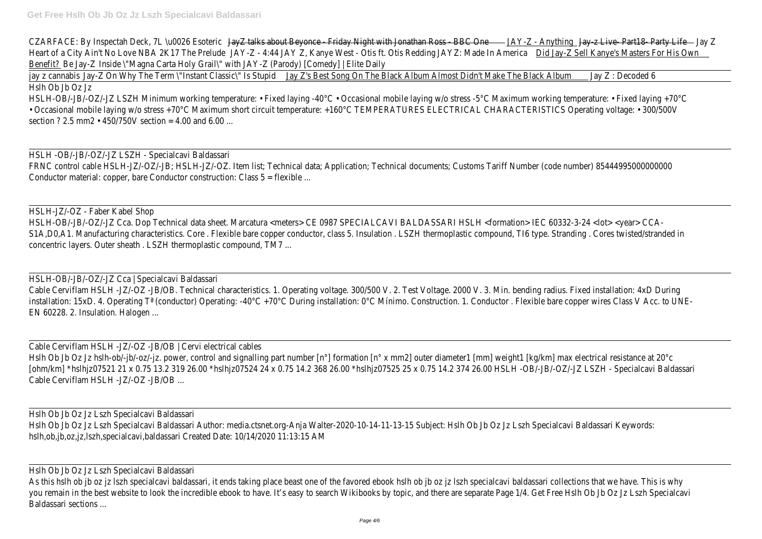CZARFACE: By Inspectah Deck, 7L \u0026 Esoteric JayZ talks about Beyonce - Friday Night with Jonathan Ross - BBC One JAY-Z - Anything Jay-z Live- Part18- Party Life Jay Z Heart of a City Ain't No Love NBA 2K17 The Prelude JAY-Z - 4:44 JAY Z, Kanye West - Otis ft. Otis Redding JAYZ: Made In America Did Jay-Z Sell Kanye's Masters For His Own Benefit? Be Jay-Z Inside \"Magna Carta Holy Grail\" with JAY-Z (Parody) [Comedy] | Elite Daily

jay z cannabis Jay-Z On Why The Term \"Instant Classic\" Is Stupid Jay Z's Best Song On The Black Album Almost Didn't Make The Black Album Jay Z : Decoded 6

Hslh Ob Jb Oz Jz

HSLH-OB/-JB/-OZ/-JZ LSZH Minimum working temperature: • Fixed laying -40°C • Occasional mobile laying w/o stress -5°C Maximum working temperature: • Fixed laying +70°C • Occasional mobile laying w/o stress +70°C Maximum short circuit temperature: +160°C TEMPERATURES ELECTRICAL CHARACTERISTICS Operating voltage: • 300/500V section ? 2.5 mm2 • 450/750V section = 4.00 and 6.00 ...

HSLH -OB/-JB/-OZ/-JZ LSZH - Specialcavi Baldassari

FRNC control cable HSLH-JZ/-OZ/-JB; HSLH-JZ/-OZ. Item list; Technical data; Application; Technical documents; Customs Tariff Number (code number) 85444995000000000 Conductor material: copper, bare Conductor construction: Class 5 = flexible ...

HSLH-JZ/-OZ - Faber Kabel Shop

HSLH-OB/-JB/-OZ/-JZ Cca. Dop Technical data sheet. Marcatura <meters> CE 0987 SPECIALCAVI BALDASSARI HSLH <formation> IEC 60332-3-24 <lot> <year> CCA-S1A,D0,A1. Manufacturing characteristics. Core . Flexible bare copper conductor, class 5. Insulation . LSZH thermoplastic compound, TI6 type. Stranding . Cores twisted/stranded in concentric layers. Outer sheath . LSZH thermoplastic compound, TM7 ...

HSLH-OB/-JB/-OZ/-JZ Cca | Specialcavi Baldassari

Cable Cerviflam HSLH -JZ/-OZ -JB/OB. Technical characteristics. 1. Operating voltage. 300/500 V. 2. Test Voltage. 2000 V. 3. Min. bending radius. Fixed installation: 4xD During installation: 15xD. 4. Operating Tª (conductor) Operating: -40°C +70°C During installation: 0°C Mínimo. Construction. 1. Conductor . Flexible bare copper wires Class V Acc. to UNE-EN 60228. 2. Insulation. Halogen ...

Cable Cerviflam HSLH -JZ/-OZ -JB/OB | Cervi electrical cables

Hslh Ob Jb Oz Jz hslh-ob/-jb/-oz/-jz. power, control and signalling part number [n°] formation [n° x mm2] outer diameter1 [mm] weight1 [kg/km] max electrical resistance at 20°c [ohm/km] *hslhjz07521 21 x 0.75 13.2 319 26.00 *hslhjz07524 24 x 0.75 14.2 368 26.00 *hslhjz07525 25 x 0.75 14.2 374 26.00 HSLH -OB/-JB/-OZ/-JZ LSZH - Specialcavi Baldassari Cable Cerviflam HSLH -JZ/-OZ -JB/OB ...

Hslh Ob Jb Oz Jz Lszh Specialcavi Baldassari

Hslh Ob Jb Oz Jz Lszh Specialcavi Baldassari Author: media.ctsnet.org-Anja Walter-2020-10-14-11-13-15 Subject: Hslh Ob Jb Oz Jz Lszh Specialcavi Baldassari Keywords: hslh,ob,jb,oz,jz,lszh,specialcavi,baldassari Created Date: 10/14/2020 11:13:15 AM

Hslh Ob Jb Oz Jz Lszh Specialcavi Baldassari

As this hslh ob jb oz jz lszh specialcavi baldassari, it ends taking place beast one of the favored ebook hslh ob jb oz jz lszh specialcavi baldassari collections that we have. This is why you remain in the best website to look the incredible ebook to have. It's easy to search Wikibooks by topic, and there are separate Page 1/4. Get Free Hslh Ob Jb Oz Jz Lszh Specialcavi Baldassari sections ...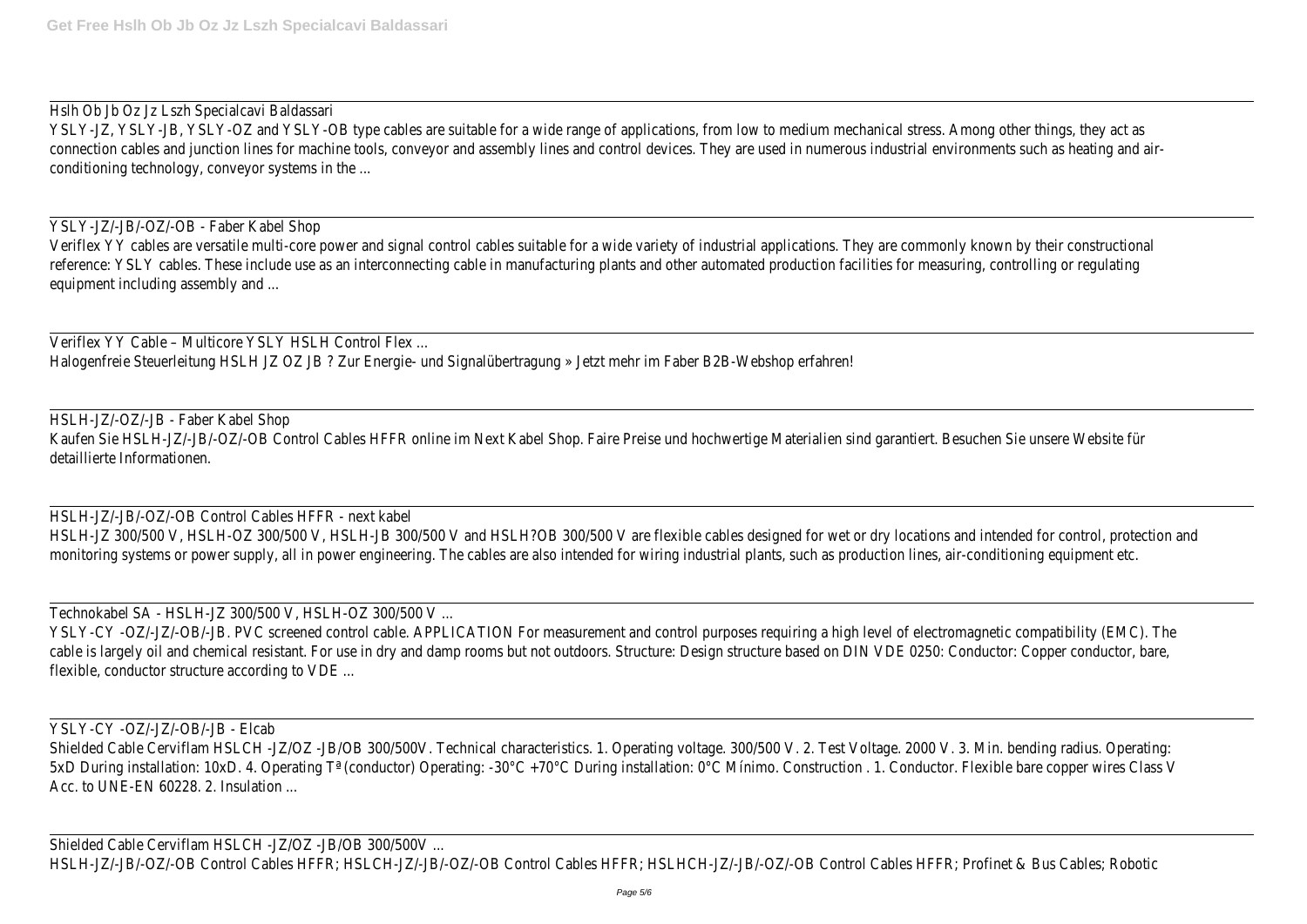Hslh Ob Jb Oz Jz Lszh Specialcavi Baldassari

YSLY-JZ, YSLY-JB, YSLY-OZ and YSLY-OB type cables are suitable for a wide range of applications, from low to medium mechanical stress. Among other things, they act as connection cables and junction lines for machine tools, conveyor and assembly lines and control devices. They are used in numerous industrial environments such as heating and air-conditioning technology, conveyor systems in the ...

YSLY-JZ/-JB/-OZ/-OB - Faber Kabel Shop

Veriflex YY cables are versatile multi-core power and signal control cables suitable for a wide variety of industrial applications. They are commonly known by their constructional reference: YSLY cables. These include use as an interconnecting cable in manufacturing plants and other automated production facilities for measuring, controlling or regulating equipment including assembly and ...

Veriflex YY Cable – Multicore YSLY HSLH Control Flex ...

Halogenfreie Steuerleitung HSLH JZ OZ JB ? Zur Energie- und Signalübertragung » Jetzt mehr im Faber B2B-Webshop erfahren!

HSLH-JZ/-OZ/-JB - Faber Kabel Shop

Kaufen Sie HSLH-JZ/-JB/-OZ/-OB Control Cables HFFR online im Next Kabel Shop. Faire Preise und hochwertige Materialien sind garantiert. Besuchen Sie unsere Website für detaillierte Informationen.

HSLH-JZ/-JB/-OZ/-OB Control Cables HFFR - next kabel

HSLH-JZ 300/500 V, HSLH-OZ 300/500 V, HSLH-JB 300/500 V and HSLH?OB 300/500 V are flexible cables designed for wet or dry locations and intended for control, protection and monitoring systems or power supply, all in power engineering. The cables are also intended for wiring industrial plants, such as production lines, air-conditioning equipment etc.

Technokabel SA - HSLH-JZ 300/500 V, HSLH-OZ 300/500 V ...

YSLY-CY -OZ/-JZ/-OB/-JB. PVC screened control cable. APPLICATION For measurement and control purposes requiring a high level of electromagnetic compatibility (EMC). The cable is largely oil and chemical resistant. For use in dry and damp rooms but not outdoors. Structure: Design structure based on DIN VDE 0250: Conductor: Copper conductor, bare, flexible, conductor structure according to VDE ...

YSLY-CY -OZ/-JZ/-OB/-JB - Elcab

Shielded Cable Cerviflam HSLCH -JZ/OZ -JB/OB 300/500V. Technical characteristics. 1. Operating voltage. 300/500 V. 2. Test Voltage. 2000 V. 3. Min. bending radius. Operating: 5xD During installation: 10xD. 4. Operating Tª (conductor) Operating: -30°C +70°C During installation: 0°C Mínimo. Construction . 1. Conductor. Flexible bare copper wires Class V Acc. to UNE-EN 60228. 2. Insulation ...

Shielded Cable Cerviflam HSLCH -JZ/OZ -JB/OB 300/500V ...

HSLH-JZ/-JB/-OZ/-OB Control Cables HFFR; HSLCH-JZ/-JB/-OZ/-OB Control Cables HFFR; HSLHCH-JZ/-JB/-OZ/-OB Control Cables HFFR; Profinet & Bus Cables; Robotic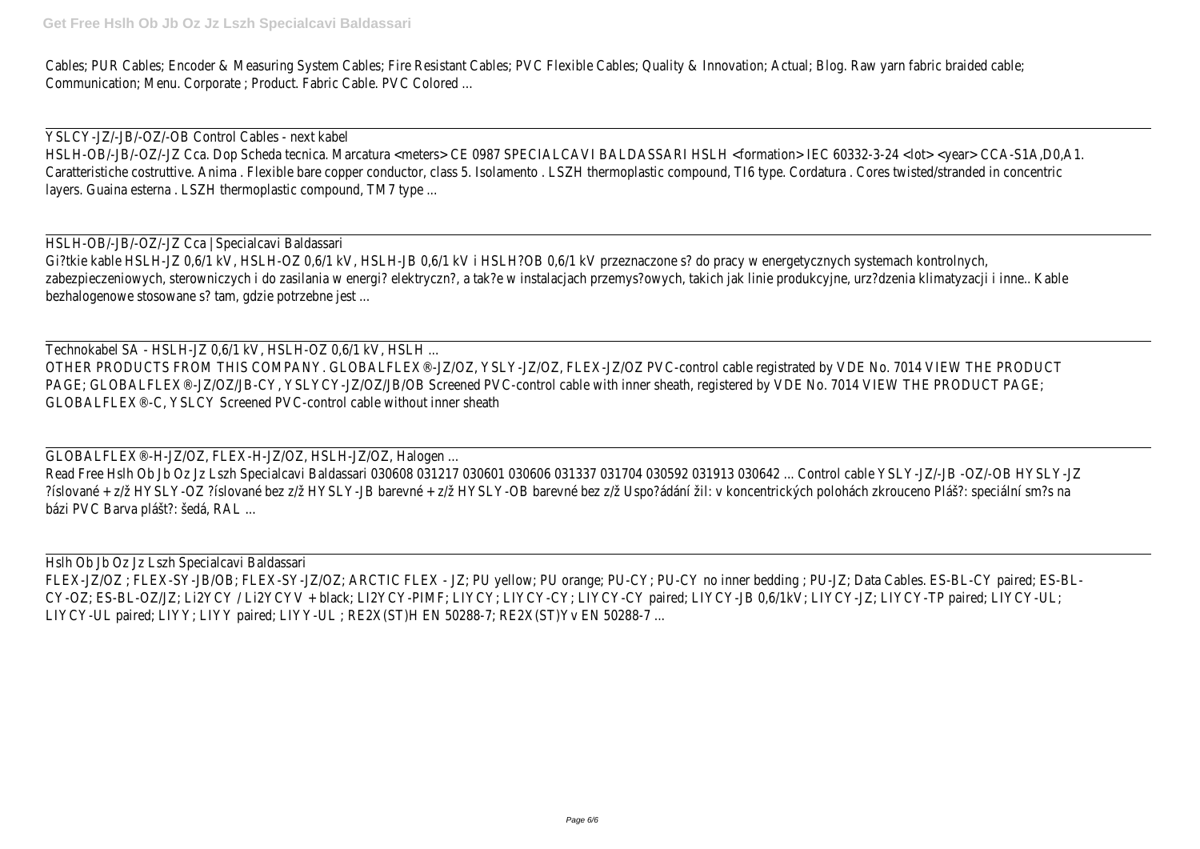Cables; PUR Cables; Encoder & Measuring System Cables; Fire Resistant Cables; PVC Flexible Cables; Quality & Innovation; Actual; Blog. Raw yarn fabric braided cable; Communication; Menu. Corporate ; Product. Fabric Cable. PVC Colored ...

YSLCY-JZ/-JB/-OZ/-OB Control Cables - next kabel

HSLH-OB/-JB/-OZ/-JZ Cca. Dop Scheda tecnica. Marcatura <meters> CE 0987 SPECIALCAVI BALDASSARI HSLH <formation> IEC 60332-3-24 <lot> <year> CCA-S1A,D0,A1. Caratteristiche costruttive. Anima . Flexible bare copper conductor, class 5. Isolamento . LSZH thermoplastic compound, TI6 type. Cordatura . Cores twisted/stranded in concentric layers. Guaina esterna . LSZH thermoplastic compound, TM7 type ...

HSLH-OB/-JB/-OZ/-JZ Cca | Specialcavi Baldassari

Gi?tkie kable HSLH-JZ 0,6/1 kV, HSLH-OZ 0,6/1 kV, HSLH-JB 0,6/1 kV i HSLH?OB 0,6/1 kV przeznaczone s? do pracy w energetycznych systemach kontrolnych, zabezpieczeniowych, sterowniczych i do zasilania w energi? elektryczn?, a tak?e w instalacjach przemys?owych, takich jak linie produkcyjne, urz?dzenia klimatyzacji i inne.. Kable bezhalogenowe stosowane s? tam, gdzie potrzebne jest ...

Technokabel SA - HSLH-JZ 0,6/1 kV, HSLH-OZ 0,6/1 kV, HSLH ...

OTHER PRODUCTS FROM THIS COMPANY. GLOBALFLEX®-JZ/OZ, YSLY-JZ/OZ, FLEX-JZ/OZ PVC-control cable registrated by VDE No. 7014 VIEW THE PRODUCT PAGE; GLOBALFLEX®-JZ/OZ/JB-CY, YSLYCY-JZ/OZ/JB/OB Screened PVC-control cable with inner sheath, registered by VDE No. 7014 VIEW THE PRODUCT PAGE; GLOBALFLEX®-C, YSLCY Screened PVC-control cable without inner sheath

GLOBALFLEX®-H-JZ/OZ, FLEX-H-JZ/OZ, HSLH-JZ/OZ, Halogen ...

Read Free Hslh Ob Jb Oz Jz Lszh Specialcavi Baldassari 030608 031217 030601 030606 031337 031704 030592 031913 030642 ... Control cable YSLY-JZ/-JB -OZ/-OB HYSLY-JZ ?íslované + z/ž HYSLY-OZ ?íslované bez z/ž HYSLY-JB barevné + z/ž HYSLY-OB barevné bez z/ž Uspo?ádání žil: v koncentrických polohách zkrouceno Pláš?: speciální sm?s na bázi PVC Barva plášt?: šedá, RAL ...

Hslh Ob Jb Oz Jz Lszh Specialcavi Baldassari

FLEX-JZ/OZ ; FLEX-SY-JB/OB; FLEX-SY-JZ/OZ; ARCTIC FLEX - JZ; PU yellow; PU orange; PU-CY; PU-CY no inner bedding ; PU-JZ; Data Cables. ES-BL-CY paired; ES-BL-CY-OZ; ES-BL-OZ/JZ; Li2YCY / Li2YCYV + black; LI2YCY-PIMF; LIYCY; LIYCY-CY; LIYCY-CY paired; LIYCY-JB 0,6/1kV; LIYCY-JZ; LIYCY-TP paired; LIYCY-UL; LIYCY-UL paired; LIYY; LIYY paired; LIYY-UL ; RE2X(ST)H EN 50288-7; RE2X(ST)Yv EN 50288-7 ...